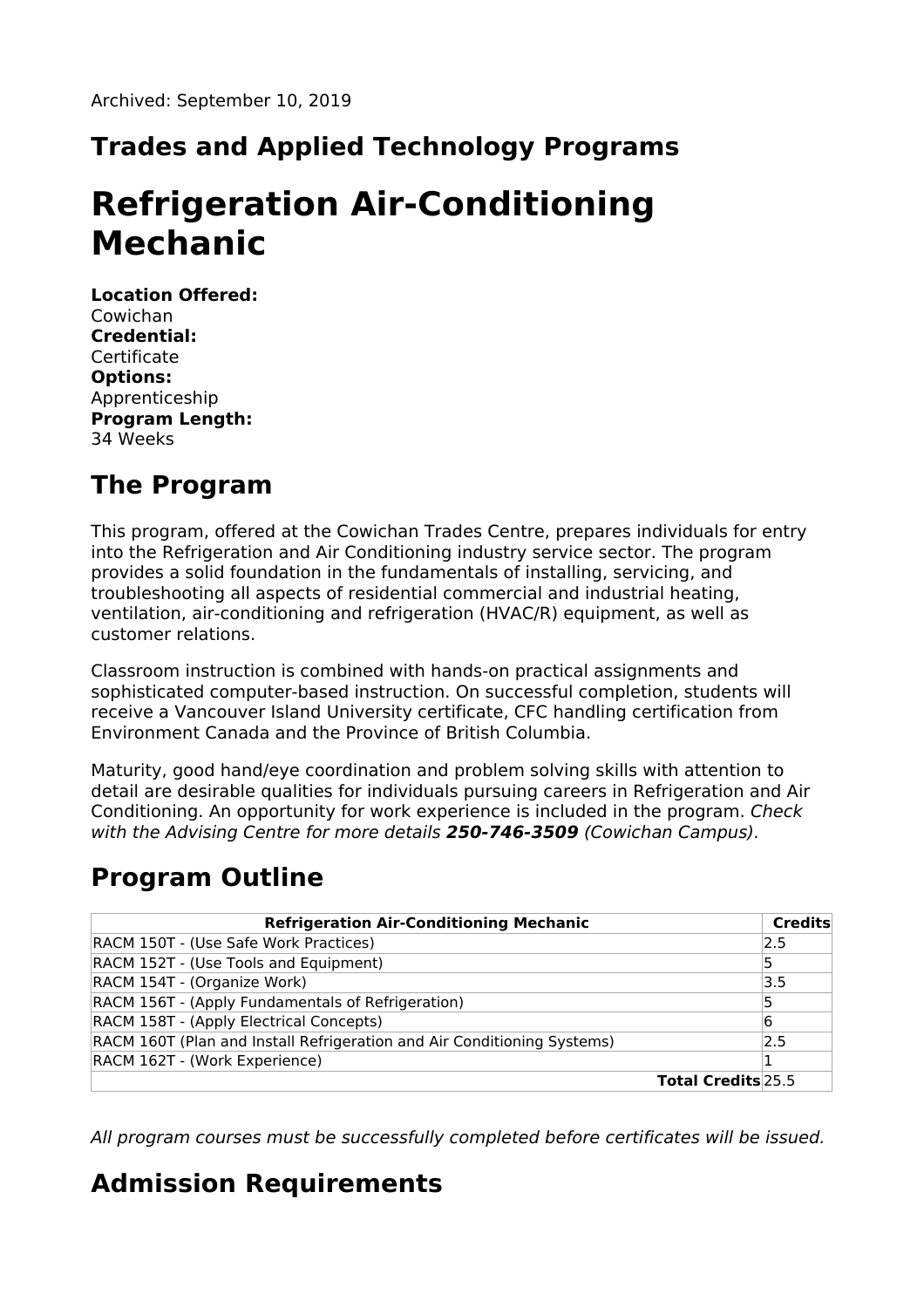Archived: September 10, 2019

## Trades and Applied Technology Programs

# Refrigeration Air-Conditioning Mechanic

**Location Offered:**
Cowichan
**Credential:**
Certificate
**Options:**
Apprenticeship
**Program Length:**
34 Weeks

## The Program

This program, offered at the Cowichan Trades Centre, prepares individuals for entry into the Refrigeration and Air Conditioning industry service sector. The program provides a solid foundation in the fundamentals of installing, servicing, and troubleshooting all aspects of residential commercial and industrial heating, ventilation, air-conditioning and refrigeration (HVAC/R) equipment, as well as customer relations.

Classroom instruction is combined with hands-on practical assignments and sophisticated computer-based instruction. On successful completion, students will receive a Vancouver Island University certificate, CFC handling certification from Environment Canada and the Province of British Columbia.

Maturity, good hand/eye coordination and problem solving skills with attention to detail are desirable qualities for individuals pursuing careers in Refrigeration and Air Conditioning. An opportunity for work experience is included in the program. *Check with the Advising Centre for more details **250-746-3509** (Cowichan Campus).*

## Program Outline

| Refrigeration Air-Conditioning Mechanic | Credits |
|---|---|
| RACM 150T - (Use Safe Work Practices) | 2.5 |
| RACM 152T - (Use Tools and Equipment) | 5 |
| RACM 154T - (Organize Work) | 3.5 |
| RACM 156T - (Apply Fundamentals of Refrigeration) | 5 |
| RACM 158T - (Apply Electrical Concepts) | 6 |
| RACM 160T (Plan and Install Refrigeration and Air Conditioning Systems) | 2.5 |
| RACM 162T - (Work Experience) | 1 |
| **Total Credits** | 25.5 |

*All program courses must be successfully completed before certificates will be issued.*

## Admission Requirements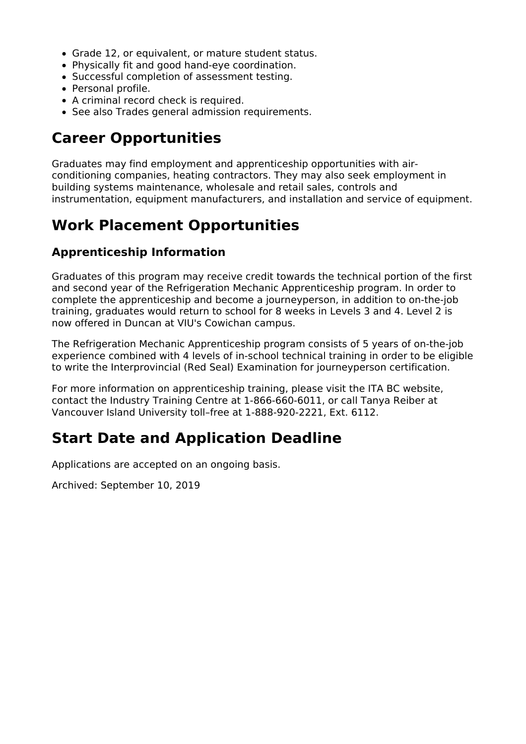- Grade 12, or equivalent, or mature student status.
- Physically fit and good hand-eye coordination.
- Successful completion of assessment testing.
- Personal profile.
- A criminal record check is required.
- See also Trades general admission requirements.

## Career Opportunities

Graduates may find employment and apprenticeship opportunities with air-conditioning companies, heating contractors. They may also seek employment in building systems maintenance, wholesale and retail sales, controls and instrumentation, equipment manufacturers, and installation and service of equipment.

## Work Placement Opportunities

### Apprenticeship Information

Graduates of this program may receive credit towards the technical portion of the first and second year of the Refrigeration Mechanic Apprenticeship program. In order to complete the apprenticeship and become a journeyperson, in addition to on-the-job training, graduates would return to school for 8 weeks in Levels 3 and 4. Level 2 is now offered in Duncan at VIU's Cowichan campus.

The Refrigeration Mechanic Apprenticeship program consists of 5 years of on-the-job experience combined with 4 levels of in-school technical training in order to be eligible to write the Interprovincial (Red Seal) Examination for journeyperson certification.

For more information on apprenticeship training, please visit the ITA BC website, contact the Industry Training Centre at 1-866-660-6011, or call Tanya Reiber at Vancouver Island University toll–free at 1-888-920-2221, Ext. 6112.

## Start Date and Application Deadline

Applications are accepted on an ongoing basis.

Archived: September 10, 2019